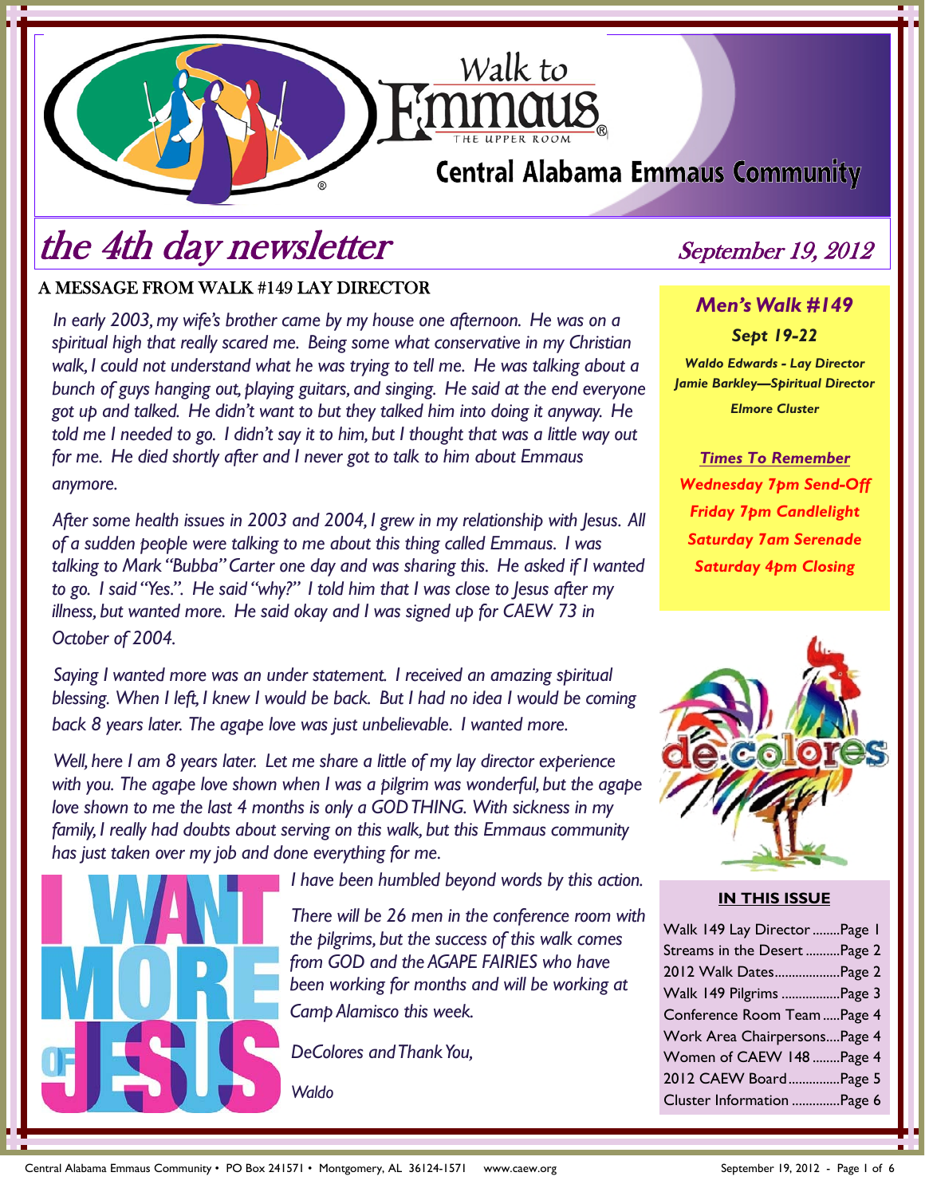Walk to Emmaus
THE UPPER ROOM

## Central Alabama Emmaus Community

# the 4th day newsletter

*September 19, 2012*

## A MESSAGE FROM WALK #149 LAY DIRECTOR

*In early 2003, my wife's brother came by my house one afternoon. He was on a spiritual high that really scared me. Being some what conservative in my Christian walk, I could not understand what he was trying to tell me. He was talking about a bunch of guys hanging out, playing guitars, and singing. He said at the end everyone got up and talked. He didn't want to but they talked him into doing it anyway. He told me I needed to go. I didn't say it to him, but I thought that was a little way out for me. He died shortly after and I never got to talk to him about Emmaus anymore.*

*After some health issues in 2003 and 2004, I grew in my relationship with Jesus. All of a sudden people were talking to me about this thing called Emmaus. I was talking to Mark "Bubba" Carter one day and was sharing this. He asked if I wanted to go. I said "Yes.". He said "why?" I told him that I was close to Jesus after my illness, but wanted more. He said okay and I was signed up for CAEW 73 in October of 2004.*

*Saying I wanted more was an under statement. I received an amazing spiritual blessing. When I left, I knew I would be back. But I had no idea I would be coming back 8 years later. The agape love was just unbelievable. I wanted more.*

*Well, here I am 8 years later. Let me share a little of my lay director experience with you. The agape love shown when I was a pilgrim was wonderful, but the agape love shown to me the last 4 months is only a GOD THING. With sickness in my family, I really had doubts about serving on this walk, but this Emmaus community has just taken over my job and done everything for me.*

I WANT MORE OF JESUS

*I have been humbled beyond words by this action.*

*There will be 26 men in the conference room with the pilgrims, but the success of this walk comes from GOD and the AGAPE FAIRIES who have been working for months and will be working at Camp Alamisco this week.*

*DeColores and Thank You,*

*Waldo*

---

### Men's Walk #149

**Sept 19-22**

***Waldo Edwards - Lay Director***
***Jamie Barkley—Spiritual Director***
***Elmore Cluster***

***Times To Remember***

**Wednesday 7pm Send-Off**
**Friday 7pm Candlelight**
**Saturday 7am Serenade**
**Saturday 4pm Closing**

de colores

### IN THIS ISSUE

| | |
|---|---|
| Walk 149 Lay Director | Page 1 |
| Streams in the Desert | Page 2 |
| 2012 Walk Dates | Page 2 |
| Walk 149 Pilgrims | Page 3 |
| Conference Room Team | Page 4 |
| Work Area Chairpersons | Page 4 |
| Women of CAEW 148 | Page 4 |
| 2012 CAEW Board | Page 5 |
| Cluster Information | Page 6 |

Central Alabama Emmaus Community • PO Box 241571 • Montgomery, AL 36124-1571 www.caew.org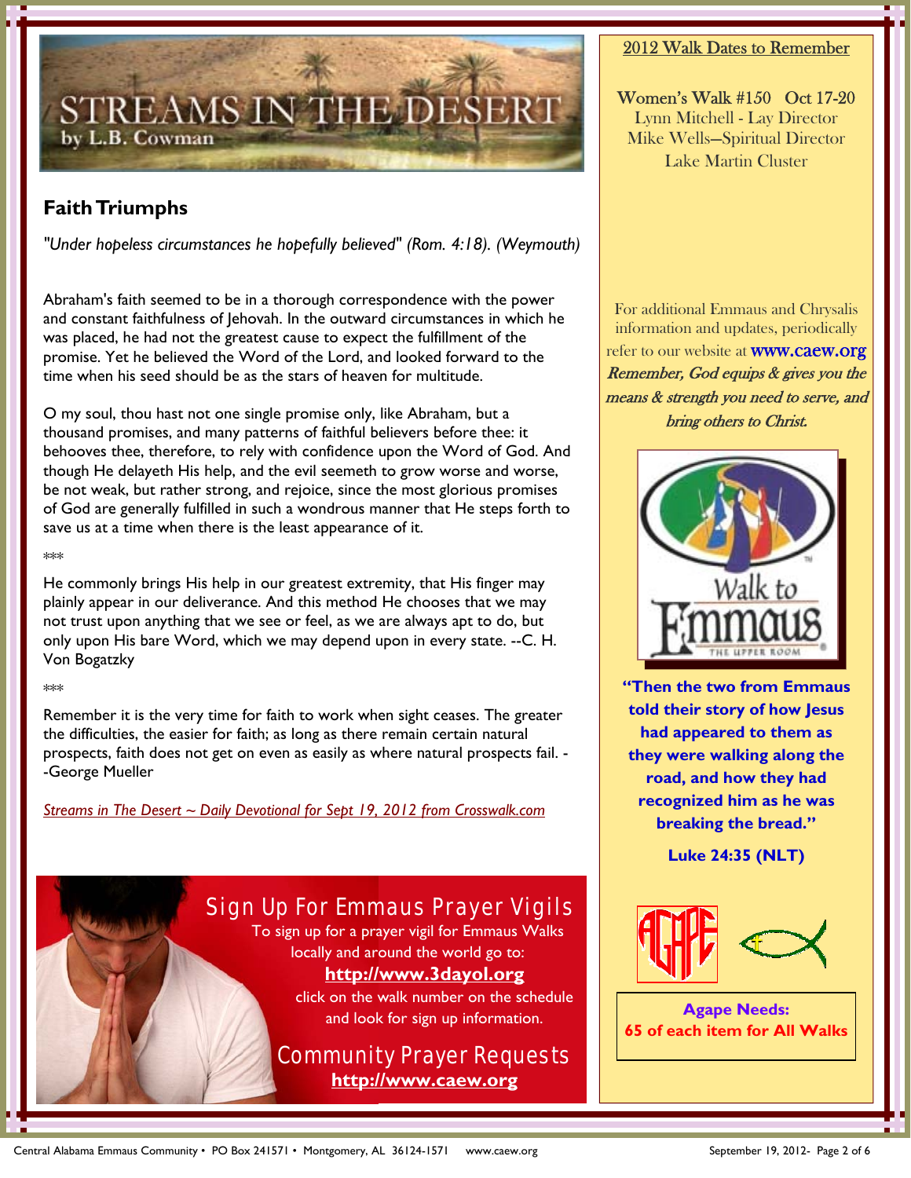# STREAMS IN THE DESERT
by L.B. Cowman

## Faith Triumphs

*"Under hopeless circumstances he hopefully believed" (Rom. 4:18). (Weymouth)*

Abraham's faith seemed to be in a thorough correspondence with the power and constant faithfulness of Jehovah. In the outward circumstances in which he was placed, he had not the greatest cause to expect the fulfillment of the promise. Yet he believed the Word of the Lord, and looked forward to the time when his seed should be as the stars of heaven for multitude.

O my soul, thou hast not one single promise only, like Abraham, but a thousand promises, and many patterns of faithful believers before thee: it behooves thee, therefore, to rely with confidence upon the Word of God. And though He delayeth His help, and the evil seemeth to grow worse and worse, be not weak, but rather strong, and rejoice, since the most glorious promises of God are generally fulfilled in such a wondrous manner that He steps forth to save us at a time when there is the least appearance of it.

***

He commonly brings His help in our greatest extremity, that His finger may plainly appear in our deliverance. And this method He chooses that we may not trust upon anything that we see or feel, as we are always apt to do, but only upon His bare Word, which we may depend upon in every state. --C. H. Von Bogatzky

***

Remember it is the very time for faith to work when sight ceases. The greater the difficulties, the easier for faith; as long as there remain certain natural prospects, faith does not get on even as easily as where natural prospects fail. --George Mueller

*Streams in The Desert ~ Daily Devotional for Sept 19, 2012 from Crosswalk.com*

## Sign Up For Emmaus Prayer Vigils

To sign up for a prayer vigil for Emmaus Walks locally and around the world go to:

**http://www.3dayol.org**

click on the walk number on the schedule and look for sign up information.

## Community Prayer Requests

**http://www.caew.org**

---

### 2012 Walk Dates to Remember

Women's Walk #150 Oct 17-20
Lynn Mitchell - Lay Director
Mike Wells—Spiritual Director
Lake Martin Cluster

For additional Emmaus and Chrysalis information and updates, periodically refer to our website at www.caew.org

*Remember, God equips & gives you the means & strength you need to serve, and bring others to Christ.*

Walk to Emmaus
THE UPPER ROOM

**"Then the two from Emmaus told their story of how Jesus had appeared to them as they were walking along the road, and how they had recognized him as he was breaking the bread."**

**Luke 24:35 (NLT)**

AGAPE

**Agape Needs:**
**65 of each item for All Walks**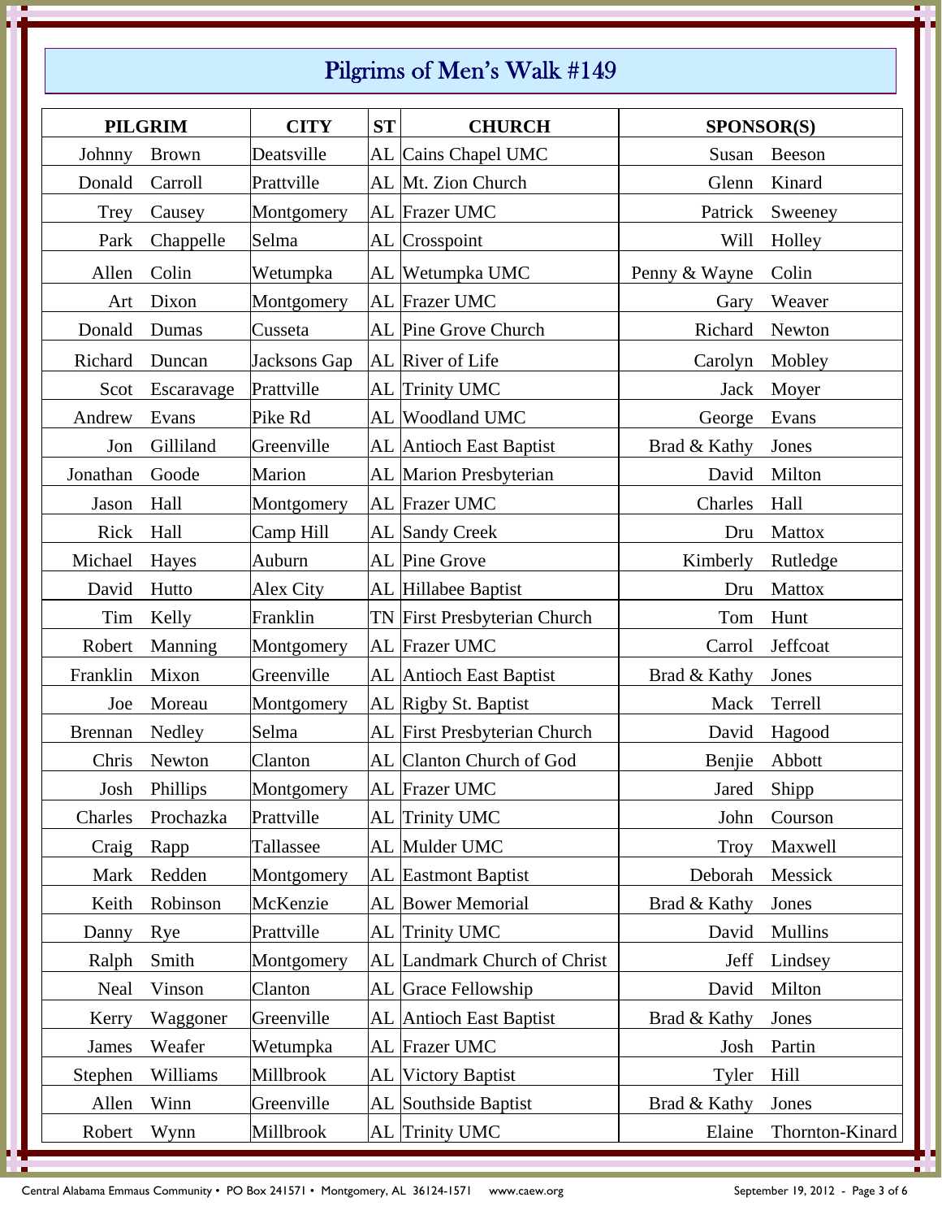# Pilgrims of Men's Walk #149

| PILGRIM | | CITY | ST | CHURCH | SPONSOR(S) | |
|---|---|---|---|---|---|---|
| Johnny | Brown | Deatsville | AL | Cains Chapel UMC | Susan | Beeson |
| Donald | Carroll | Prattville | AL | Mt. Zion Church | Glenn | Kinard |
| Trey | Causey | Montgomery | AL | Frazer UMC | Patrick | Sweeney |
| Park | Chappelle | Selma | AL | Crosspoint | Will | Holley |
| Allen | Colin | Wetumpka | AL | Wetumpka UMC | Penny & Wayne | Colin |
| Art | Dixon | Montgomery | AL | Frazer UMC | Gary | Weaver |
| Donald | Dumas | Cusseta | AL | Pine Grove Church | Richard | Newton |
| Richard | Duncan | Jacksons Gap | AL | River of Life | Carolyn | Mobley |
| Scot | Escaravage | Prattville | AL | Trinity UMC | Jack | Moyer |
| Andrew | Evans | Pike Rd | AL | Woodland UMC | George | Evans |
| Jon | Gilliland | Greenville | AL | Antioch East Baptist | Brad & Kathy | Jones |
| Jonathan | Goode | Marion | AL | Marion Presbyterian | David | Milton |
| Jason | Hall | Montgomery | AL | Frazer UMC | Charles | Hall |
| Rick | Hall | Camp Hill | AL | Sandy Creek | Dru | Mattox |
| Michael | Hayes | Auburn | AL | Pine Grove | Kimberly | Rutledge |
| David | Hutto | Alex City | AL | Hillabee Baptist | Dru | Mattox |
| Tim | Kelly | Franklin | TN | First Presbyterian Church | Tom | Hunt |
| Robert | Manning | Montgomery | AL | Frazer UMC | Carrol | Jeffcoat |
| Franklin | Mixon | Greenville | AL | Antioch East Baptist | Brad & Kathy | Jones |
| Joe | Moreau | Montgomery | AL | Rigby St. Baptist | Mack | Terrell |
| Brennan | Nedley | Selma | AL | First Presbyterian Church | David | Hagood |
| Chris | Newton | Clanton | AL | Clanton Church of God | Benjie | Abbott |
| Josh | Phillips | Montgomery | AL | Frazer UMC | Jared | Shipp |
| Charles | Prochazka | Prattville | AL | Trinity UMC | John | Courson |
| Craig | Rapp | Tallassee | AL | Mulder UMC | Troy | Maxwell |
| Mark | Redden | Montgomery | AL | Eastmont Baptist | Deborah | Messick |
| Keith | Robinson | McKenzie | AL | Bower Memorial | Brad & Kathy | Jones |
| Danny | Rye | Prattville | AL | Trinity UMC | David | Mullins |
| Ralph | Smith | Montgomery | AL | Landmark Church of Christ | Jeff | Lindsey |
| Neal | Vinson | Clanton | AL | Grace Fellowship | David | Milton |
| Kerry | Waggoner | Greenville | AL | Antioch East Baptist | Brad & Kathy | Jones |
| James | Weafer | Wetumpka | AL | Frazer UMC | Josh | Partin |
| Stephen | Williams | Millbrook | AL | Victory Baptist | Tyler | Hill |
| Allen | Winn | Greenville | AL | Southside Baptist | Brad & Kathy | Jones |
| Robert | Wynn | Millbrook | AL | Trinity UMC | Elaine | Thornton-Kinard |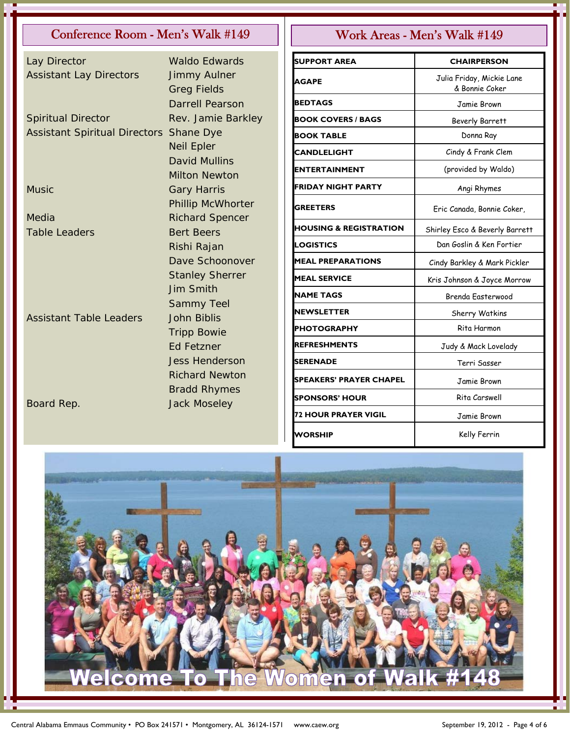## Conference Room - Men's Walk #149

| | |
|---|---|
| Lay Director | Waldo Edwards |
| Assistant Lay Directors | Jimmy Aulner |
| | Greg Fields |
| | Darrell Pearson |
| Spiritual Director | Rev. Jamie Barkley |
| Assistant Spiritual Directors | Shane Dye |
| | Neil Epler |
| | David Mullins |
| | Milton Newton |
| Music | Gary Harris |
| | Phillip McWhorter |
| Media | Richard Spencer |
| Table Leaders | Bert Beers |
| | Rishi Rajan |
| | Dave Schoonover |
| | Stanley Sherrer |
| | Jim Smith |
| | Sammy Teel |
| Assistant Table Leaders | John Biblis |
| | Tripp Bowie |
| | Ed Fetzner |
| | Jess Henderson |
| | Richard Newton |
| | Bradd Rhymes |
| Board Rep. | Jack Moseley |

## Work Areas - Men's Walk #149

| SUPPORT AREA | CHAIRPERSON |
|---|---|
| AGAPE | Julia Friday, Mickie Lane & Bonnie Coker |
| BEDTAGS | Jamie Brown |
| BOOK COVERS / BAGS | Beverly Barrett |
| BOOK TABLE | Donna Ray |
| CANDLELIGHT | Cindy & Frank Clem |
| ENTERTAINMENT | (provided by Waldo) |
| FRIDAY NIGHT PARTY | Angi Rhymes |
| GREETERS | Eric Canada, Bonnie Coker, |
| HOUSING & REGISTRATION | Shirley Esco & Beverly Barrett |
| LOGISTICS | Dan Goslin & Ken Fortier |
| MEAL PREPARATIONS | Cindy Barkley & Mark Pickler |
| MEAL SERVICE | Kris Johnson & Joyce Morrow |
| NAME TAGS | Brenda Easterwood |
| NEWSLETTER | Sherry Watkins |
| PHOTOGRAPHY | Rita Harmon |
| REFRESHMENTS | Judy & Mack Lovelady |
| SERENADE | Terri Sasser |
| SPEAKERS' PRAYER CHAPEL | Jamie Brown |
| SPONSORS' HOUR | Rita Carswell |
| 72 HOUR PRAYER VIGIL | Jamie Brown |
| WORSHIP | Kelly Ferrin |

Welcome To The Women of Walk #148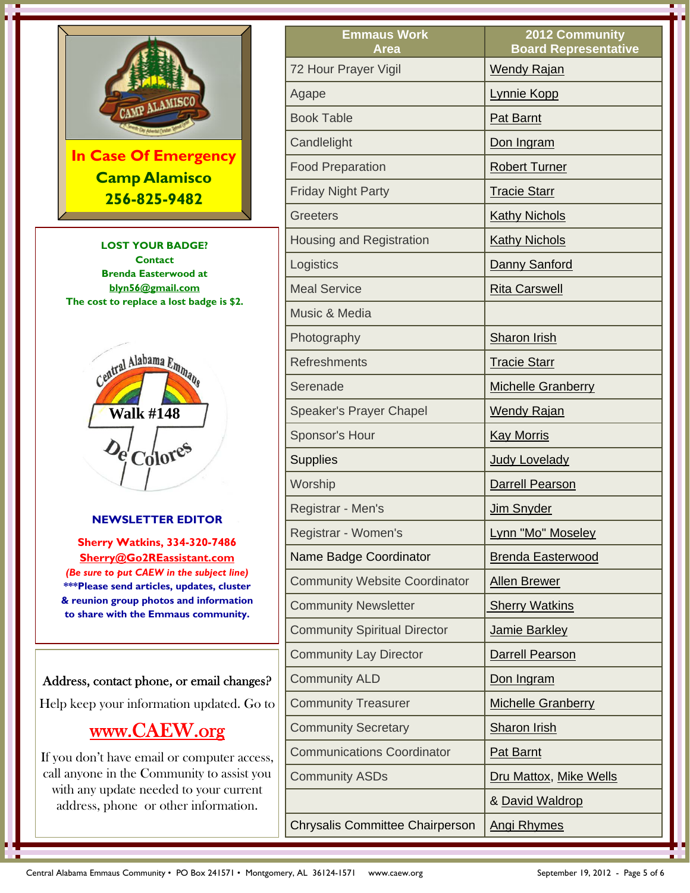In Case Of Emergency
**Camp Alamisco**
**256-825-9482**

**LOST YOUR BADGE?**
**Contact**
**Brenda Easterwood at**
**blyn56@gmail.com**
**The cost to replace a lost badge is $2.**

## NEWSLETTER EDITOR

**Sherry Watkins, 334-320-7486**
**Sherry@Go2REassistant.com**
***(Be sure to put CAEW in the subject line)***
**\*\*\*Please send articles, updates, cluster & reunion group photos and information to share with the Emmaus community.**

Address, contact phone, or email changes?

Help keep your information updated. Go to

**www.CAEW.org**

If you don't have email or computer access, call anyone in the Community to assist you with any update needed to your current address, phone or other information.

| Emmaus Work Area | 2012 Community Board Representative |
|---|---|
| 72 Hour Prayer Vigil | Wendy Rajan |
| Agape | Lynnie Kopp |
| Book Table | Pat Barnt |
| Candlelight | Don Ingram |
| Food Preparation | Robert Turner |
| Friday Night Party | Tracie Starr |
| Greeters | Kathy Nichols |
| Housing and Registration | Kathy Nichols |
| Logistics | Danny Sanford |
| Meal Service | Rita Carswell |
| Music & Media | |
| Photography | Sharon Irish |
| Refreshments | Tracie Starr |
| Serenade | Michelle Granberry |
| Speaker's Prayer Chapel | Wendy Rajan |
| Sponsor's Hour | Kay Morris |
| Supplies | Judy Lovelady |
| Worship | Darrell Pearson |
| Registrar - Men's | Jim Snyder |
| Registrar - Women's | Lynn "Mo" Moseley |
| Name Badge Coordinator | Brenda Easterwood |
| Community Website Coordinator | Allen Brewer |
| Community Newsletter | Sherry Watkins |
| Community Spiritual Director | Jamie Barkley |
| Community Lay Director | Darrell Pearson |
| Community ALD | Don Ingram |
| Community Treasurer | Michelle Granberry |
| Community Secretary | Sharon Irish |
| Communications Coordinator | Pat Barnt |
| Community ASDs | Dru Mattox, Mike Wells |
| | & David Waldrop |
| Chrysalis Committee Chairperson | Angi Rhymes |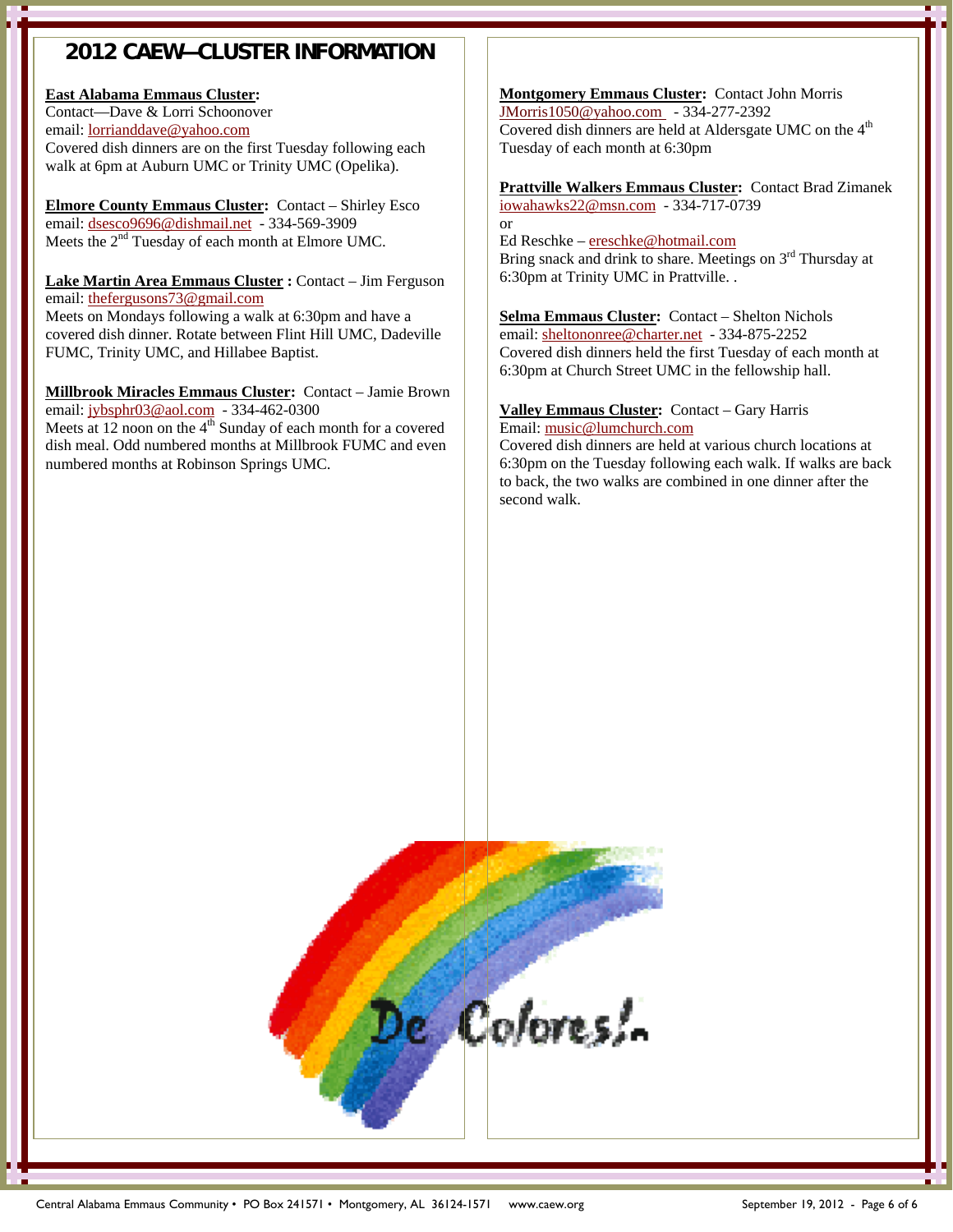## 2012 CAEW—CLUSTER INFORMATION

**East Alabama Emmaus Cluster:**
Contact—Dave & Lorri Schoonover
email: lorrianddave@yahoo.com
Covered dish dinners are on the first Tuesday following each walk at 6pm at Auburn UMC or Trinity UMC (Opelika).

**Elmore County Emmaus Cluster:** Contact – Shirley Esco
email: dsesco9696@dishmail.net - 334-569-3909
Meets the 2nd Tuesday of each month at Elmore UMC.

**Lake Martin Area Emmaus Cluster :** Contact – Jim Ferguson
email: thefergusons73@gmail.com
Meets on Mondays following a walk at 6:30pm and have a covered dish dinner. Rotate between Flint Hill UMC, Dadeville FUMC, Trinity UMC, and Hillabee Baptist.

**Millbrook Miracles Emmaus Cluster:** Contact – Jamie Brown
email: jybsphr03@aol.com - 334-462-0300
Meets at 12 noon on the 4th Sunday of each month for a covered dish meal. Odd numbered months at Millbrook FUMC and even numbered months at Robinson Springs UMC.

**Montgomery Emmaus Cluster:** Contact John Morris
JMorris1050@yahoo.com - 334-277-2392
Covered dish dinners are held at Aldersgate UMC on the 4th Tuesday of each month at 6:30pm

**Prattville Walkers Emmaus Cluster:** Contact Brad Zimanek
iowahawks22@msn.com - 334-717-0739
or
Ed Reschke – ereschke@hotmail.com
Bring snack and drink to share. Meetings on 3rd Thursday at 6:30pm at Trinity UMC in Prattville. .

**Selma Emmaus Cluster:** Contact – Shelton Nichols
email: sheltononree@charter.net - 334-875-2252
Covered dish dinners held the first Tuesday of each month at 6:30pm at Church Street UMC in the fellowship hall.

**Valley Emmaus Cluster:** Contact – Gary Harris
Email: music@lumchurch.com
Covered dish dinners are held at various church locations at 6:30pm on the Tuesday following each walk. If walks are back to back, the two walks are combined in one dinner after the second walk.

De Colores!